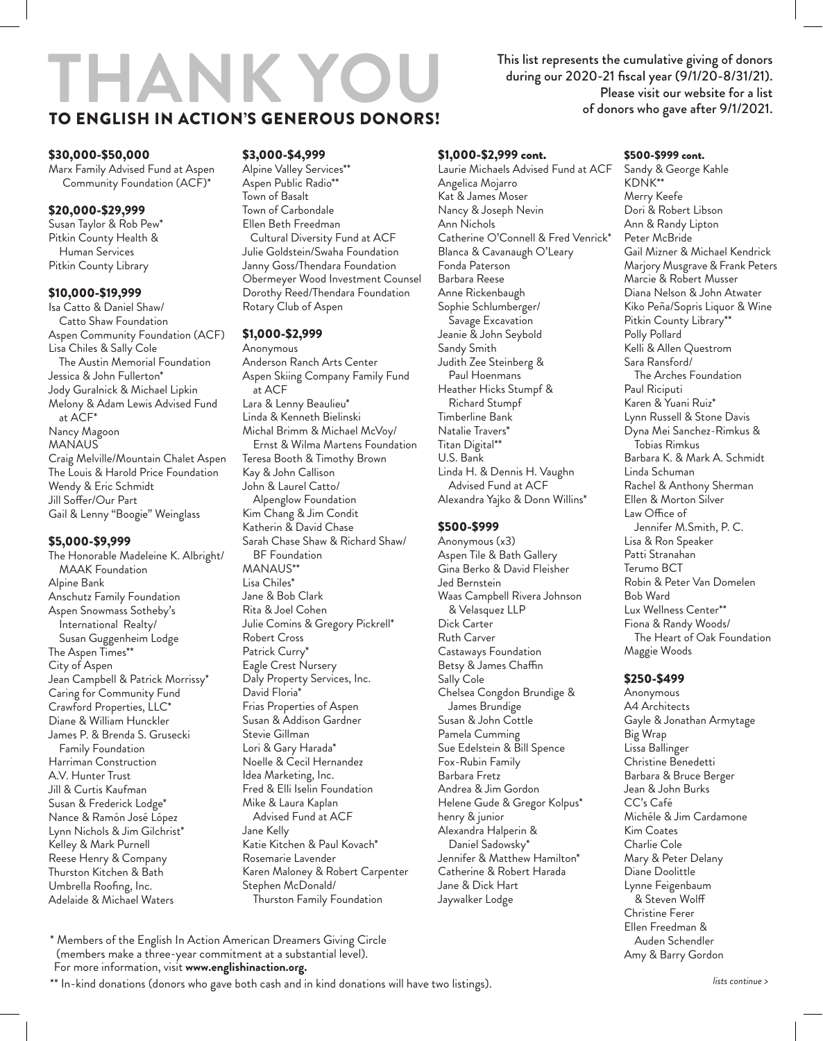# THANK YOU

## TO ENGLISH IN ACTION'S GENEROUS DONORS!

This list represents the cumulative giving of donors during our 2020-21 fiscal year (9/1/20-8/31/21). Please visit our website for a list of donors who gave after 9/1/2021.

### $30,000-$50,000

Marx Family Advised Fund at Aspen Community Foundation (ACF)*

### $20,000-$29,999

Susan Taylor & Rob Pew*
Pitkin County Health & Human Services
Pitkin County Library

### $10,000-$19,999

Isa Catto & Daniel Shaw/ Catto Shaw Foundation
Aspen Community Foundation (ACF)
Lisa Chiles & Sally Cole
The Austin Memorial Foundation
Jessica & John Fullerton*
Jody Guralnick & Michael Lipkin
Melony & Adam Lewis Advised Fund at ACF*
Nancy Magoon
MANAUS
Craig Melville/Mountain Chalet Aspen
The Louis & Harold Price Foundation
Wendy & Eric Schmidt
Jill Soffer/Our Part
Gail & Lenny "Boogie" Weinglass

### $5,000-$9,999

The Honorable Madeleine K. Albright/ MAAK Foundation
Alpine Bank
Anschutz Family Foundation
Aspen Snowmass Sotheby's International Realty/ Susan Guggenheim Lodge
The Aspen Times**
City of Aspen
Jean Campbell & Patrick Morrissy*
Caring for Community Fund
Crawford Properties, LLC*
Diane & William Hunckler
James P. & Brenda S. Grusecki Family Foundation
Harriman Construction
A.V. Hunter Trust
Jill & Curtis Kaufman
Susan & Frederick Lodge*
Nance & Ramón José López
Lynn Nichols & Jim Gilchrist*
Kelley & Mark Purnell
Reese Henry & Company
Thurston Kitchen & Bath
Umbrella Roofing, Inc.
Adelaide & Michael Waters

### $3,000-$4,999

Alpine Valley Services**
Aspen Public Radio**
Town of Basalt
Town of Carbondale
Ellen Beth Freedman Cultural Diversity Fund at ACF
Julie Goldstein/Swaha Foundation
Janny Goss/Thendara Foundation
Obermeyer Wood Investment Counsel
Dorothy Reed/Thendara Foundation
Rotary Club of Aspen

### $1,000-$2,999

Anonymous
Anderson Ranch Arts Center
Aspen Skiing Company Family Fund at ACF
Lara & Lenny Beaulieu*
Linda & Kenneth Bielinski
Michal Brimm & Michael McVoy/ Ernst & Wilma Martens Foundation
Teresa Booth & Timothy Brown
Kay & John Callison
John & Laurel Catto/ Alpenglow Foundation
Kim Chang & Jim Condit
Katherin & David Chase
Sarah Chase Shaw & Richard Shaw/ BF Foundation
MANAUS**
Lisa Chiles*
Jane & Bob Clark
Rita & Joel Cohen
Julie Comins & Gregory Pickrell*
Robert Cross
Patrick Curry*
Eagle Crest Nursery
Daly Property Services, Inc.
David Floria*
Frias Properties of Aspen
Susan & Addison Gardner
Stevie Gillman
Lori & Gary Harada*
Noelle & Cecil Hernandez
Idea Marketing, Inc.
Fred & Elli Iselin Foundation
Mike & Laura Kaplan Advised Fund at ACF
Jane Kelly
Katie Kitchen & Paul Kovach*
Rosemarie Lavender
Karen Maloney & Robert Carpenter
Stephen McDonald/ Thurston Family Foundation

### $1,000-$2,999 cont.

Laurie Michaels Advised Fund at ACF
Angelica Mojarro
Kat & James Moser
Nancy & Joseph Nevin
Ann Nichols
Catherine O'Connell & Fred Venrick*
Blanca & Cavanaugh O'Leary
Fonda Paterson
Barbara Reese
Anne Rickenbaugh
Sophie Schlumberger/ Savage Excavation
Jeanie & John Seybold
Sandy Smith
Judith Zee Steinberg & Paul Hoenmans
Heather Hicks Stumpf & Richard Stumpf
Timberline Bank
Natalie Travers*
Titan Digital**
U.S. Bank
Linda H. & Dennis H. Vaughn Advised Fund at ACF
Alexandra Yajko & Donn Willins*

### $500-$999

Anonymous (x3)
Aspen Tile & Bath Gallery
Gina Berko & David Fleisher
Jed Bernstein
Waas Campbell Rivera Johnson & Velasquez LLP
Dick Carter
Ruth Carver
Castaways Foundation
Betsy & James Chaffin
Sally Cole
Chelsea Congdon Brundige & James Brundige
Susan & John Cottle
Pamela Cumming
Sue Edelstein & Bill Spence
Fox-Rubin Family
Barbara Fretz
Andrea & Jim Gordon
Helene Gude & Gregor Kolpus*
henry & junior
Alexandra Halperin & Daniel Sadowsky*
Jennifer & Matthew Hamilton*
Catherine & Robert Harada
Jane & Dick Hart
Jaywalker Lodge

### $500-$999 cont.

Sandy & George Kahle
KDNK**
Merry Keefe
Dori & Robert Libson
Ann & Randy Lipton
Peter McBride
Gail Mizner & Michael Kendrick
Marjory Musgrave & Frank Peters
Marcie & Robert Musser
Diana Nelson & John Atwater
Kiko Peña/Sopris Liquor & Wine
Pitkin County Library**
Polly Pollard
Kelli & Allen Questrom
Sara Ransford/ The Arches Foundation
Paul Riciputi
Karen & Yuani Ruiz*
Lynn Russell & Stone Davis
Dyna Mei Sanchez-Rimkus & Tobias Rimkus
Barbara K. & Mark A. Schmidt
Linda Schuman
Rachel & Anthony Sherman
Ellen & Morton Silver
Law Office of Jennifer M.Smith, P. C.
Lisa & Ron Speaker
Patti Stranahan
Terumo BCT
Robin & Peter Van Domelen
Bob Ward
Lux Wellness Center**
Fiona & Randy Woods/ The Heart of Oak Foundation
Maggie Woods

### $250-$499

Anonymous
A4 Architects
Gayle & Jonathan Armytage
Big Wrap
Lissa Ballinger
Christine Benedetti
Barbara & Bruce Berger
Jean & John Burks
CC's Café
Michéle & Jim Cardamone
Kim Coates
Charlie Cole
Mary & Peter Delany
Diane Doolittle
Lynne Feigenbaum & Steven Wolff
Christine Ferer
Ellen Freedman & Auden Schendler
Amy & Barry Gordon

*lists continue >*

\* Members of the English In Action American Dreamers Giving Circle (members make a three-year commitment at a substantial level). For more information, visit **www.englishinaction.org.**

\*\* In-kind donations (donors who gave both cash and in kind donations will have two listings).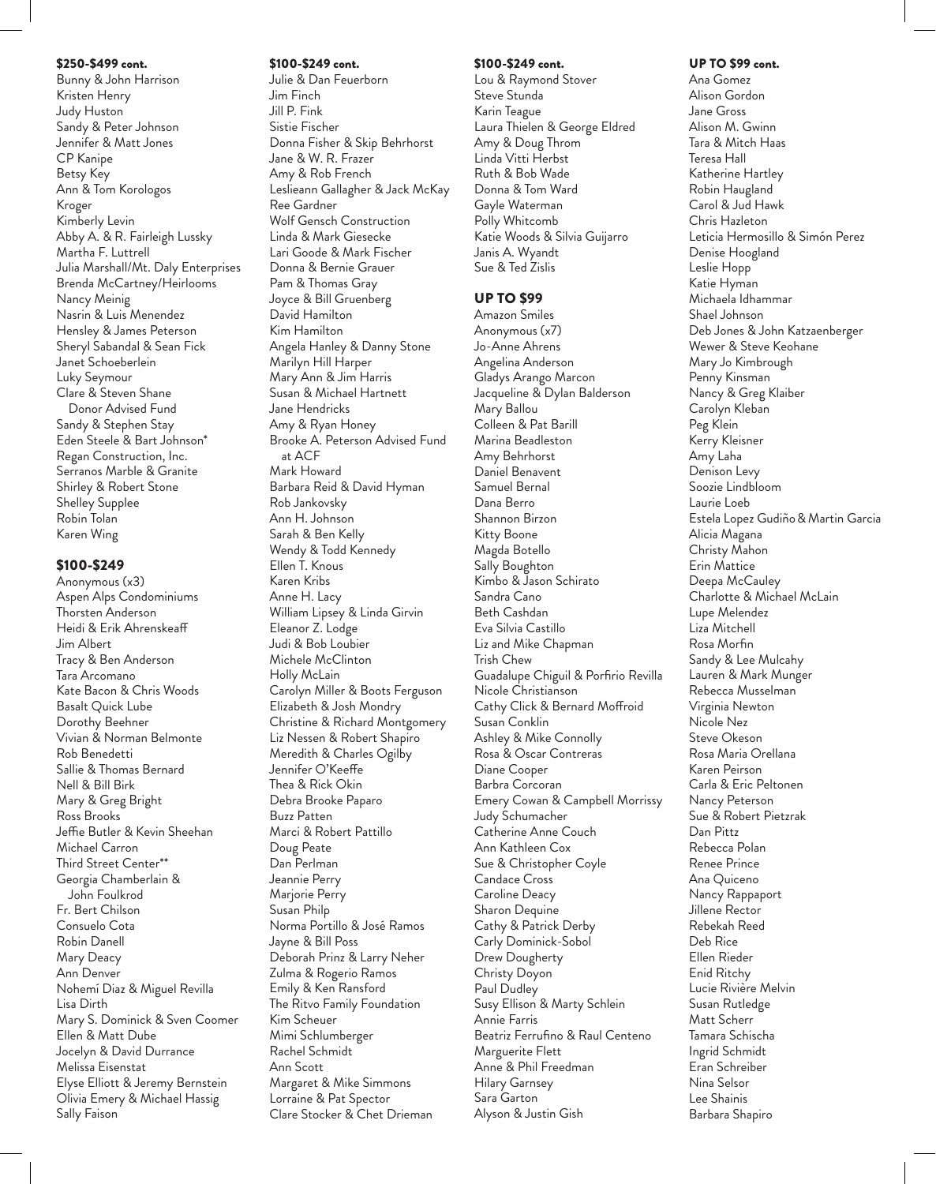**$250-$499 cont.**

Bunny & John Harrison
Kristen Henry
Judy Huston
Sandy & Peter Johnson
Jennifer & Matt Jones
CP Kanipe
Betsy Key
Ann & Tom Korologos
Kroger
Kimberly Levin
Abby A. & R. Fairleigh Lussky
Martha F. Luttrell
Julia Marshall/Mt. Daly Enterprises
Brenda McCartney/Heirlooms
Nancy Meinig
Nasrin & Luis Menendez
Hensley & James Peterson
Sheryl Sabandal & Sean Fick
Janet Schoeberlein
Luky Seymour
Clare & Steven Shane Donor Advised Fund
Sandy & Stephen Stay
Eden Steele & Bart Johnson*
Regan Construction, Inc.
Serranos Marble & Granite
Shirley & Robert Stone
Shelley Supplee
Robin Tolan
Karen Wing

## $100-$249

Anonymous (x3)
Aspen Alps Condominiums
Thorsten Anderson
Heidi & Erik Ahrenskeaff
Jim Albert
Tracy & Ben Anderson
Tara Arcomano
Kate Bacon & Chris Woods
Basalt Quick Lube
Dorothy Beehner
Vivian & Norman Belmonte
Rob Benedetti
Sallie & Thomas Bernard
Nell & Bill Birk
Mary & Greg Bright
Ross Brooks
Jeffie Butler & Kevin Sheehan
Michael Carron
Third Street Center**
Georgia Chamberlain & John Foulkrod
Fr. Bert Chilson
Consuelo Cota
Robin Danell
Mary Deacy
Ann Denver
Nohemí Diaz & Miguel Revilla
Lisa Dirth
Mary S. Dominick & Sven Coomer
Ellen & Matt Dube
Jocelyn & David Durrance
Melissa Eisenstat
Elyse Elliott & Jeremy Bernstein
Olivia Emery & Michael Hassig
Sally Faison

**$100-$249 cont.**

Julie & Dan Feuerborn
Jim Finch
Jill P. Fink
Sistie Fischer
Donna Fisher & Skip Behrhorst
Jane & W. R. Frazer
Amy & Rob French
Leslieann Gallagher & Jack McKay
Ree Gardner
Wolf Gensch Construction
Linda & Mark Giesecke
Lari Goode & Mark Fischer
Donna & Bernie Grauer
Pam & Thomas Gray
Joyce & Bill Gruenberg
David Hamilton
Kim Hamilton
Angela Hanley & Danny Stone
Marilyn Hill Harper
Mary Ann & Jim Harris
Susan & Michael Hartnett
Jane Hendricks
Amy & Ryan Honey
Brooke A. Peterson Advised Fund at ACF
Mark Howard
Barbara Reid & David Hyman
Rob Jankovsky
Ann H. Johnson
Sarah & Ben Kelly
Wendy & Todd Kennedy
Ellen T. Knous
Karen Kribs
Anne H. Lacy
William Lipsey & Linda Girvin
Eleanor Z. Lodge
Judi & Bob Loubier
Michele McClinton
Holly McLain
Carolyn Miller & Boots Ferguson
Elizabeth & Josh Mondry
Christine & Richard Montgomery
Liz Nessen & Robert Shapiro
Meredith & Charles Ogilby
Jennifer O'Keeffe
Thea & Rick Okin
Debra Brooke Paparo
Buzz Patten
Marci & Robert Pattillo
Doug Peate
Dan Perlman
Jeannie Perry
Marjorie Perry
Susan Philp
Norma Portillo & José Ramos
Jayne & Bill Poss
Deborah Prinz & Larry Neher
Zulma & Rogerio Ramos
Emily & Ken Ransford
The Ritvo Family Foundation
Kim Scheuer
Mimi Schlumberger
Rachel Schmidt
Ann Scott
Margaret & Mike Simmons
Lorraine & Pat Spector
Clare Stocker & Chet Drieman

**$100-$249 cont.**

Lou & Raymond Stover
Steve Stunda
Karin Teague
Laura Thielen & George Eldred
Amy & Doug Throm
Linda Vitti Herbst
Ruth & Bob Wade
Donna & Tom Ward
Gayle Waterman
Polly Whitcomb
Katie Woods & Silvia Guijarro
Janis A. Wyandt
Sue & Ted Zislis

## UP TO $99

Amazon Smiles
Anonymous (x7)
Jo-Anne Ahrens
Angelina Anderson
Gladys Arango Marcon
Jacqueline & Dylan Balderson
Mary Ballou
Colleen & Pat Barill
Marina Beadleston
Amy Behrhorst
Daniel Benavent
Samuel Bernal
Dana Berro
Shannon Birzon
Kitty Boone
Magda Botello
Sally Boughton
Kimbo & Jason Schirato
Sandra Cano
Beth Cashdan
Eva Silvia Castillo
Liz and Mike Chapman
Trish Chew
Guadalupe Chiguil & Porfirio Revilla
Nicole Christianson
Cathy Click & Bernard Moffroid
Susan Conklin
Ashley & Mike Connolly
Rosa & Oscar Contreras
Diane Cooper
Barbra Corcoran
Emery Cowan & Campbell Morrissy
Judy Schumacher
Catherine Anne Couch
Ann Kathleen Cox
Sue & Christopher Coyle
Candace Cross
Caroline Deacy
Sharon Dequine
Cathy & Patrick Derby
Carly Dominick-Sobol
Drew Dougherty
Christy Doyon
Paul Dudley
Susy Ellison & Marty Schlein
Annie Farris
Beatriz Ferrufino & Raul Centeno
Marguerite Flett
Anne & Phil Freedman
Hilary Garnsey
Sara Garton
Alyson & Justin Gish

**UP TO $99 cont.**

Ana Gomez
Alison Gordon
Jane Gross
Alison M. Gwinn
Tara & Mitch Haas
Teresa Hall
Katherine Hartley
Robin Haugland
Carol & Jud Hawk
Chris Hazleton
Leticia Hermosillo & Simón Perez
Denise Hoogland
Leslie Hopp
Katie Hyman
Michaela Idhammar
Shael Johnson
Deb Jones & John Katzaenberger
Wewer & Steve Keohane
Mary Jo Kimbrough
Penny Kinsman
Nancy & Greg Klaiber
Carolyn Kleban
Peg Klein
Kerry Kleisner
Amy Laha
Denison Levy
Soozie Lindbloom
Laurie Loeb
Estela Lopez Gudiño & Martin Garcia
Alicia Magana
Christy Mahon
Erin Mattice
Deepa McCauley
Charlotte & Michael McLain
Lupe Melendez
Liza Mitchell
Rosa Morfin
Sandy & Lee Mulcahy
Lauren & Mark Munger
Rebecca Musselman
Virginia Newton
Nicole Nez
Steve Okeson
Rosa Maria Orellana
Karen Peirson
Carla & Eric Peltonen
Nancy Peterson
Sue & Robert Pietrzak
Dan Pittz
Rebecca Polan
Renee Prince
Ana Quiceno
Nancy Rappaport
Jillene Rector
Rebekah Reed
Deb Rice
Ellen Rieder
Enid Ritchy
Lucie Rivière Melvin
Susan Rutledge
Matt Scherr
Tamara Schischa
Ingrid Schmidt
Eran Schreiber
Nina Selsor
Lee Shainis
Barbara Shapiro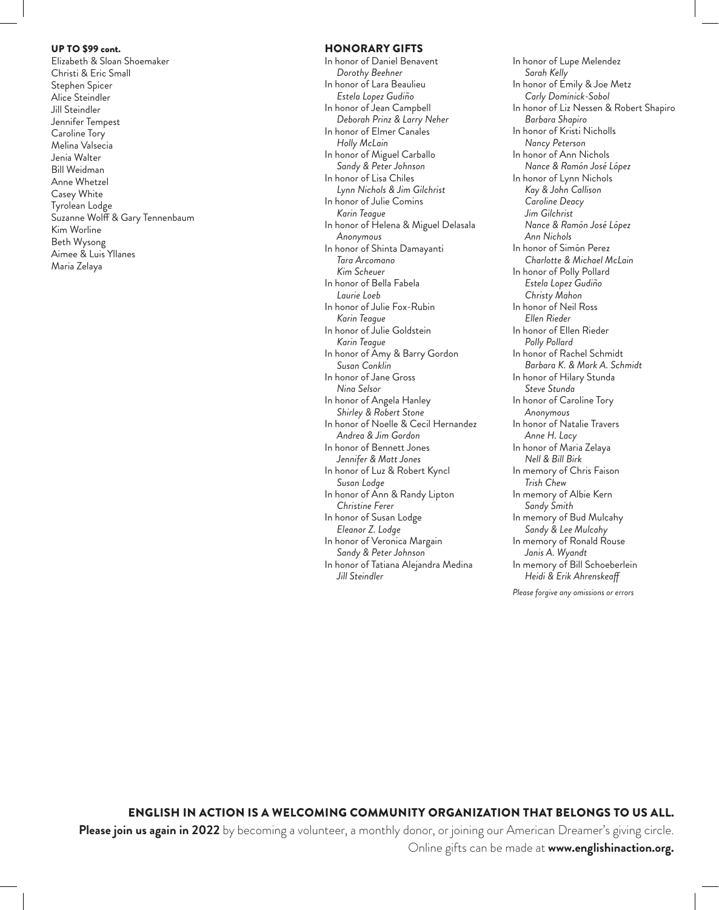#### UP TO $99 cont.

Elizabeth & Sloan Shoemaker
Christi & Eric Small
Stephen Spicer
Alice Steindler
Jill Steindler
Jennifer Tempest
Caroline Tory
Melina Valsecia
Jenia Walter
Bill Weidman
Anne Whetzel
Casey White
Tyrolean Lodge
Suzanne Wolff & Gary Tennenbaum
Kim Worline
Beth Wysong
Aimee & Luis Yllanes
Maria Zelaya

#### HONORARY GIFTS

In honor of Daniel Benavent
*Dorothy Beehner*
In honor of Lara Beaulieu
*Estela Lopez Gudiño*
In honor of Jean Campbell
*Deborah Prinz & Larry Neher*
In honor of Elmer Canales
*Holly McLain*
In honor of Miguel Carballo
*Sandy & Peter Johnson*
In honor of Lisa Chiles
*Lynn Nichols & Jim Gilchrist*
In honor of Julie Comins
*Karin Teague*
In honor of Helena & Miguel Delasala
*Anonymous*
In honor of Shinta Damayanti
*Tara Arcomano*
*Kim Scheuer*
In honor of Bella Fabela
*Laurie Loeb*
In honor of Julie Fox-Rubin
*Karin Teague*
In honor of Julie Goldstein
*Karin Teague*
In honor of Amy & Barry Gordon
*Susan Conklin*
In honor of Jane Gross
*Nina Selsor*
In honor of Angela Hanley
*Shirley & Robert Stone*
In honor of Noelle & Cecil Hernandez
*Andrea & Jim Gordon*
In honor of Bennett Jones
*Jennifer & Matt Jones*
In honor of Luz & Robert Kyncl
*Susan Lodge*
In honor of Ann & Randy Lipton
*Christine Ferer*
In honor of Susan Lodge
*Eleanor Z. Lodge*
In honor of Veronica Margain
*Sandy & Peter Johnson*
In honor of Tatiana Alejandra Medina
*Jill Steindler*
In honor of Lupe Melendez
*Sarah Kelly*
In honor of Emily & Joe Metz
*Carly Dominick-Sobol*
In honor of Liz Nessen & Robert Shapiro
*Barbara Shapiro*
In honor of Kristi Nicholls
*Nancy Peterson*
In honor of Ann Nichols
*Nance & Ramón José López*
In honor of Lynn Nichols
*Kay & John Callison*
*Caroline Deacy*
*Jim Gilchrist*
*Nance & Ramón José López*
*Ann Nichols*
In honor of Simón Perez
*Charlotte & Michael McLain*
In honor of Polly Pollard
*Estela Lopez Gudiño*
*Christy Mahon*
In honor of Neil Ross
*Ellen Rieder*
In honor of Ellen Rieder
*Polly Pollard*
In honor of Rachel Schmidt
*Barbara K. & Mark A. Schmidt*
In honor of Hilary Stunda
*Steve Stunda*
In honor of Caroline Tory
*Anonymous*
In honor of Natalie Travers
*Anne H. Lacy*
In honor of Maria Zelaya
*Nell & Bill Birk*
In memory of Chris Faison
*Trish Chew*
In memory of Albie Kern
*Sandy Smith*
In memory of Bud Mulcahy
*Sandy & Lee Mulcahy*
In memory of Ronald Rouse
*Janis A. Wyandt*
In memory of Bill Schoeberlein
*Heidi & Erik Ahrenskeaff*

*Please forgive any omissions or errors*

#### ENGLISH IN ACTION IS A WELCOMING COMMUNITY ORGANIZATION THAT BELONGS TO US ALL.

**Please join us again in 2022** by becoming a volunteer, a monthly donor, or joining our American Dreamer's giving circle. Online gifts can be made at **www.englishinaction.org.**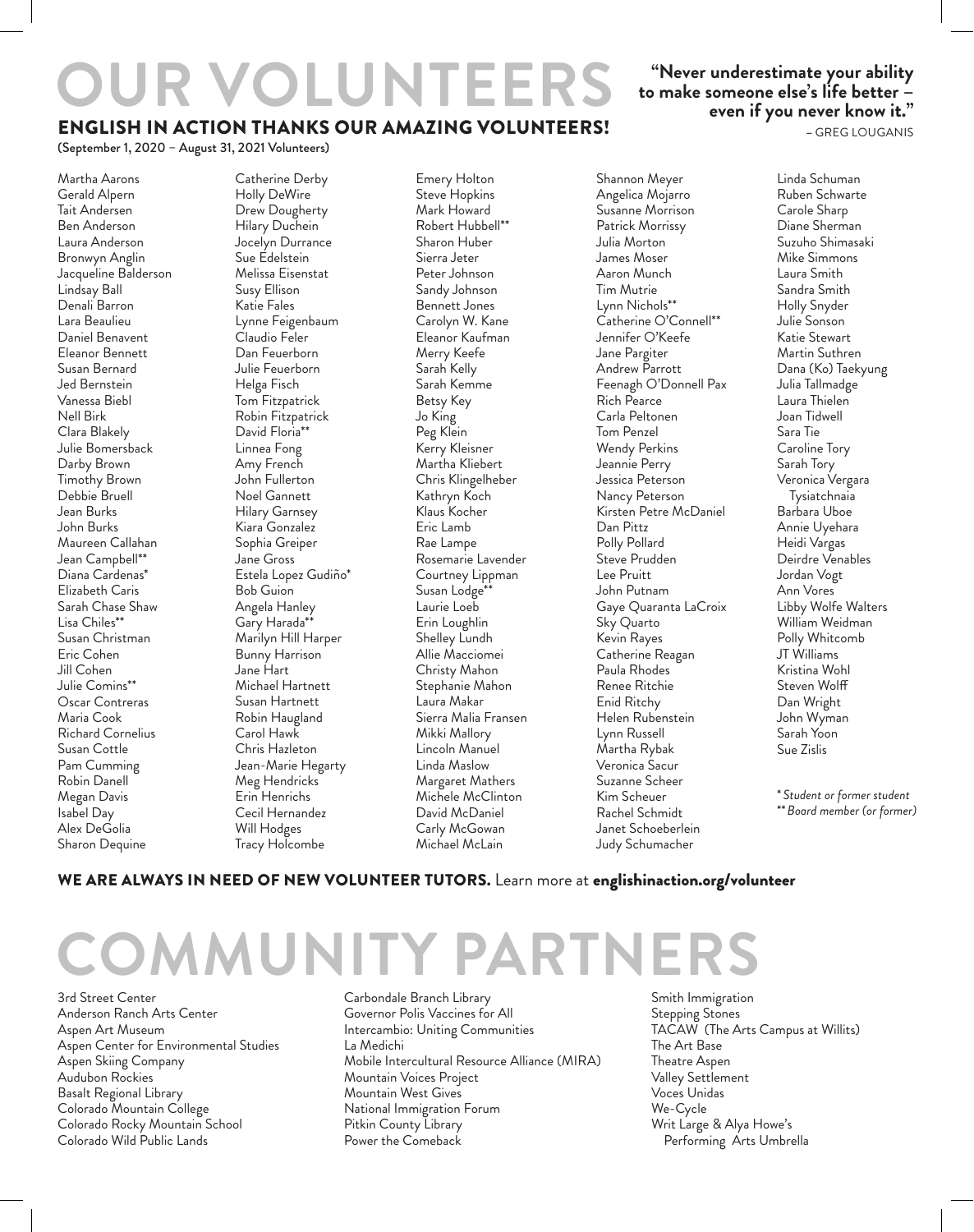# OUR VOLUNTEERS

## ENGLISH IN ACTION THANKS OUR AMAZING VOLUNTEERS!

(September 1, 2020 – August 31, 2021 Volunteers)

**"Never underestimate your ability to make someone else's life better – even if you never know it."**

– GREG LOUGANIS

Martha Aarons
Gerald Alpern
Tait Andersen
Ben Anderson
Laura Anderson
Bronwyn Anglin
Jacqueline Balderson
Lindsay Ball
Denali Barron
Lara Beaulieu
Daniel Benavent
Eleanor Bennett
Susan Bernard
Jed Bernstein
Vanessa Biebl
Nell Birk
Clara Blakely
Julie Bomersback
Darby Brown
Timothy Brown
Debbie Bruell
Jean Burks
John Burks
Maureen Callahan
Jean Campbell**
Diana Cardenas*
Elizabeth Caris
Sarah Chase Shaw
Lisa Chiles**
Susan Christman
Eric Cohen
Jill Cohen
Julie Comins**
Oscar Contreras
Maria Cook
Richard Cornelius
Susan Cottle
Pam Cumming
Robin Danell
Megan Davis
Isabel Day
Alex DeGolia
Sharon Dequine
Catherine Derby
Holly DeWire
Drew Dougherty
Hilary Duchein
Jocelyn Durrance
Sue Edelstein
Melissa Eisenstat
Susy Ellison
Katie Fales
Lynne Feigenbaum
Claudio Feler
Dan Feuerborn
Julie Feuerborn
Helga Fisch
Tom Fitzpatrick
Robin Fitzpatrick
David Floria**
Linnea Fong
Amy French
John Fullerton
Noel Gannett
Hilary Garnsey
Kiara Gonzalez
Sophia Greiper
Jane Gross
Estela Lopez Gudiño*
Bob Guion
Angela Hanley
Gary Harada**
Marilyn Hill Harper
Bunny Harrison
Jane Hart
Michael Hartnett
Susan Hartnett
Robin Haugland
Carol Hawk
Chris Hazleton
Jean-Marie Hegarty
Meg Hendricks
Erin Henrichs
Cecil Hernandez
Will Hodges
Tracy Holcombe
Emery Holton
Steve Hopkins
Mark Howard
Robert Hubbell**
Sharon Huber
Sierra Jeter
Peter Johnson
Sandy Johnson
Bennett Jones
Carolyn W. Kane
Eleanor Kaufman
Merry Keefe
Sarah Kelly
Sarah Kemme
Betsy Key
Jo King
Peg Klein
Kerry Kleisner
Martha Kliebert
Chris Klingelheber
Kathryn Koch
Klaus Kocher
Eric Lamb
Rae Lampe
Rosemarie Lavender
Courtney Lippman
Susan Lodge**
Laurie Loeb
Erin Loughlin
Shelley Lundh
Allie Macciomei
Christy Mahon
Stephanie Mahon
Laura Makar
Sierra Malia Fransen
Mikki Mallory
Lincoln Manuel
Linda Maslow
Margaret Mathers
Michele McClinton
David McDaniel
Carly McGowan
Michael McLain
Shannon Meyer
Angelica Mojarro
Susanne Morrison
Patrick Morrissy
Julia Morton
James Moser
Aaron Munch
Tim Mutrie
Lynn Nichols**
Catherine O'Connell**
Jennifer O'Keefe
Jane Pargiter
Andrew Parrott
Feenagh O'Donnell Pax
Rich Pearce
Carla Peltonen
Tom Penzel
Wendy Perkins
Jeannie Perry
Jessica Peterson
Nancy Peterson
Kirsten Petre McDaniel
Dan Pittz
Polly Pollard
Steve Prudden
Lee Pruitt
John Putnam
Gaye Quaranta LaCroix
Sky Quarto
Kevin Rayes
Catherine Reagan
Paula Rhodes
Renee Ritchie
Enid Ritchy
Helen Rubenstein
Lynn Russell
Martha Rybak
Veronica Sacur
Suzanne Scheer
Kim Scheuer
Rachel Schmidt
Janet Schoeberlein
Judy Schumacher
Linda Schuman
Ruben Schwarte
Carole Sharp
Diane Sherman
Suzuho Shimasaki
Mike Simmons
Laura Smith
Sandra Smith
Holly Snyder
Julie Sonson
Katie Stewart
Martin Suthren
Dana (Ko) Taekyung
Julia Tallmadge
Laura Thielen
Joan Tidwell
Sara Tie
Caroline Tory
Sarah Tory
Veronica Vergara Tysiatchnaia
Barbara Uboe
Annie Uyehara
Heidi Vargas
Deirdre Venables
Jordan Vogt
Ann Vores
Libby Wolfe Walters
William Weidman
Polly Whitcomb
JT Williams
Kristina Wohl
Steven Wolff
Dan Wright
John Wyman
Sarah Yoon
Sue Zislis

*\* Student or former student*
*\*\* Board member (or former)*

**WE ARE ALWAYS IN NEED OF NEW VOLUNTEER TUTORS.** Learn more at **englishinaction.org/volunteer**

# COMMUNITY PARTNERS

3rd Street Center
Anderson Ranch Arts Center
Aspen Art Museum
Aspen Center for Environmental Studies
Aspen Skiing Company
Audubon Rockies
Basalt Regional Library
Colorado Mountain College
Colorado Rocky Mountain School
Colorado Wild Public Lands
Carbondale Branch Library
Governor Polis Vaccines for All
Intercambio: Uniting Communities
La Medichi
Mobile Intercultural Resource Alliance (MIRA)
Mountain Voices Project
Mountain West Gives
National Immigration Forum
Pitkin County Library
Power the Comeback
Smith Immigration
Stepping Stones
TACAW (The Arts Campus at Willits)
The Art Base
Theatre Aspen
Valley Settlement
Voces Unidas
We-Cycle
Writ Large & Alya Howe's Performing Arts Umbrella